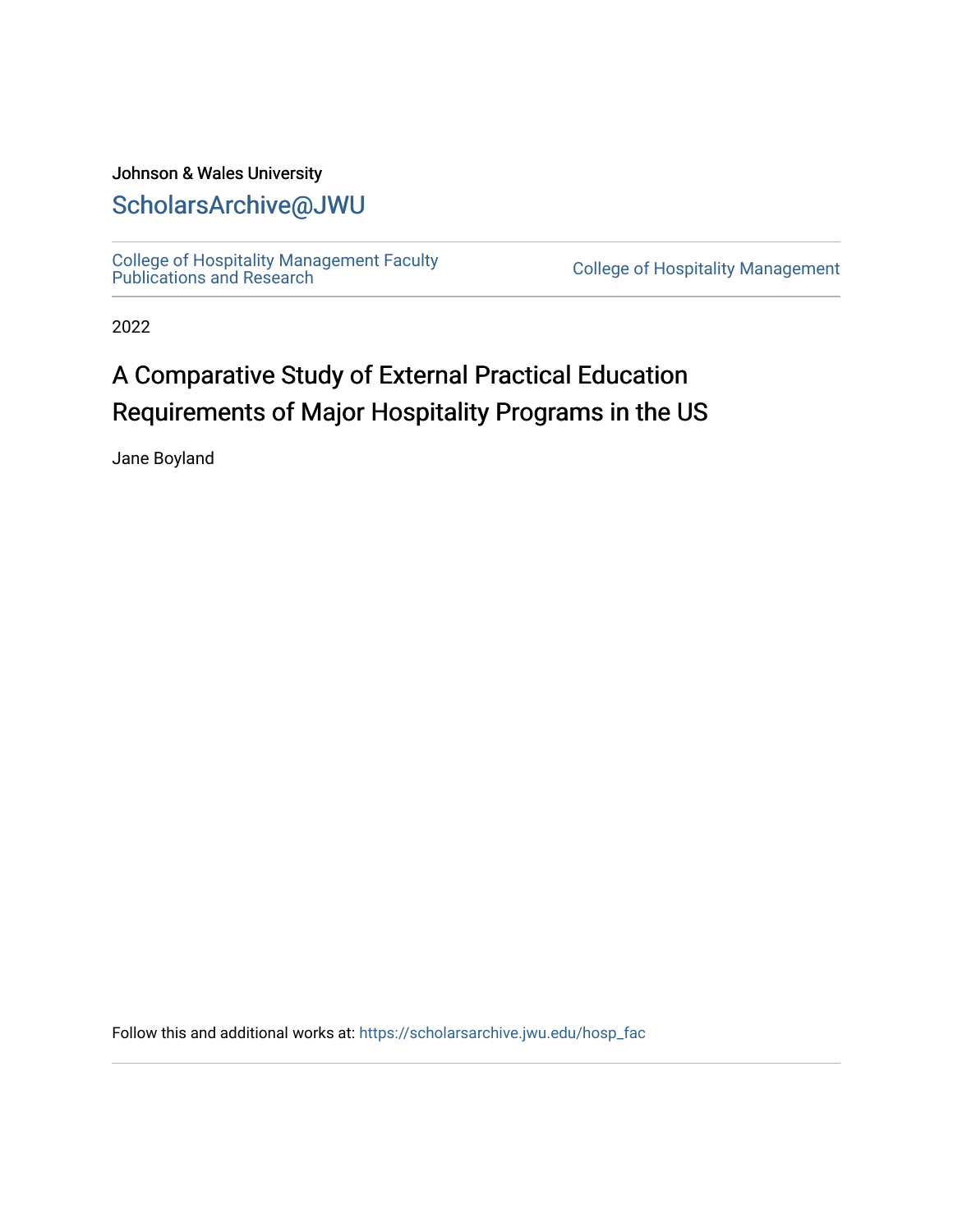Johnson & Wales University

ScholarsArchive@JWU

College of Hospitality Management Faculty Publications and Research

College of Hospitality Management

2022

# A Comparative Study of External Practical Education Requirements of Major Hospitality Programs in the US

Jane Boyland

Follow this and additional works at: https://scholarsarchive.jwu.edu/hosp_fac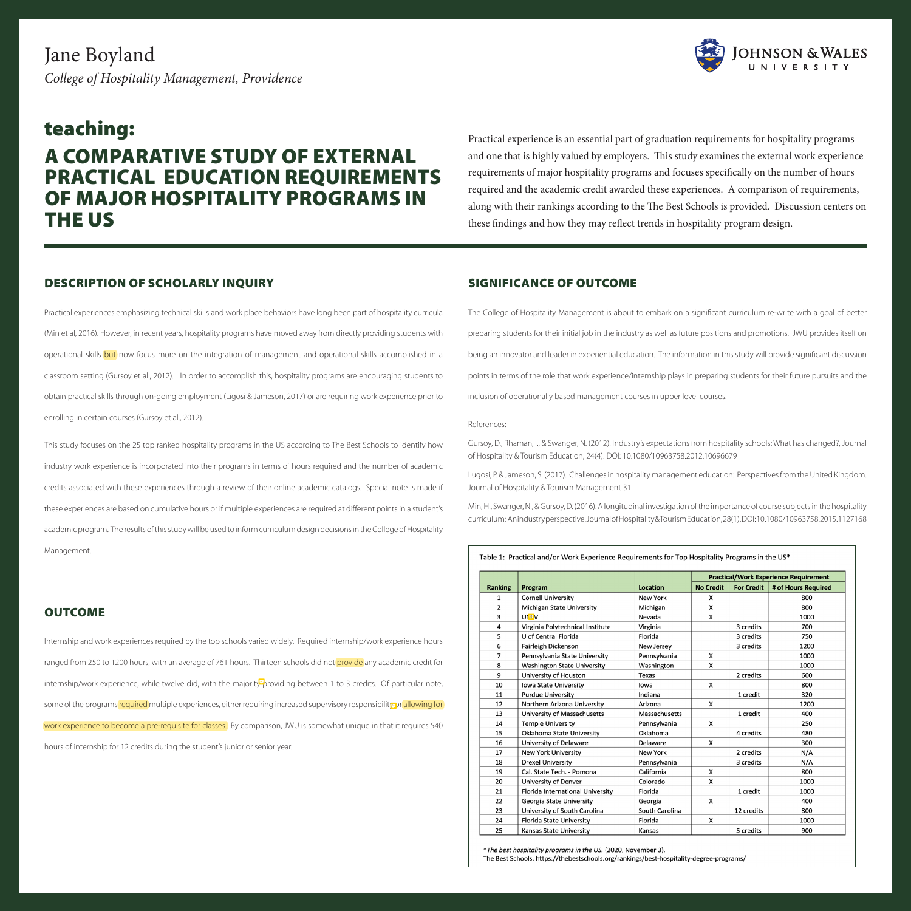# Jane Boyland

*College of Hospitality Management, Providence*

JOHNSON & WALES UNIVERSITY

## teaching:

# A COMPARATIVE STUDY OF EXTERNAL PRACTICAL EDUCATION REQUIREMENTS OF MAJOR HOSPITALITY PROGRAMS IN THE US

Practical experience is an essential part of graduation requirements for hospitality programs and one that is highly valued by employers. This study examines the external work experience requirements of major hospitality programs and focuses specifically on the number of hours required and the academic credit awarded these experiences. A comparison of requirements, along with their rankings according to the The Best Schools is provided. Discussion centers on these findings and how they may reflect trends in hospitality program design.

## DESCRIPTION OF SCHOLARLY INQUIRY

Practical experiences emphasizing technical skills and work place behaviors have long been part of hospitality curricula (Min et al, 2016). However, in recent years, hospitality programs have moved away from directly providing students with operational skills but now focus more on the integration of management and operational skills accomplished in a classroom setting (Gursoy et al., 2012). In order to accomplish this, hospitality programs are encouraging students to obtain practical skills through on-going employment (Ligosi & Jameson, 2017) or are requiring work experience prior to enrolling in certain courses (Gursoy et al., 2012).

This study focuses on the 25 top ranked hospitality programs in the US according to The Best Schools to identify how industry work experience is incorporated into their programs in terms of hours required and the number of academic credits associated with these experiences through a review of their online academic catalogs. Special note is made if these experiences are based on cumulative hours or if multiple experiences are required at different points in a student's academic program. The results of this study will be used to inform curriculum design decisions in the College of Hospitality Management.

## OUTCOME

Internship and work experiences required by the top schools varied widely. Required internship/work experience hours ranged from 250 to 1200 hours, with an average of 761 hours. Thirteen schools did not provide any academic credit for internship/work experience, while twelve did, with the majority providing between 1 to 3 credits. Of particular note, some of the programs required multiple experiences, either requiring increased supervisory responsibility or allowing for work experience to become a pre-requisite for classes. By comparison, JWU is somewhat unique in that it requires 540 hours of internship for 12 credits during the student's junior or senior year.

## SIGNIFICANCE OF OUTCOME

The College of Hospitality Management is about to embark on a significant curriculum re-write with a goal of better preparing students for their initial job in the industry as well as future positions and promotions. JWU provides itself on being an innovator and leader in experiential education. The information in this study will provide significant discussion points in terms of the role that work experience/internship plays in preparing students for their future pursuits and the inclusion of operationally based management courses in upper level courses.

References:

Gursoy, D., Rhaman, I., & Swanger, N. (2012). Industry's expectations from hospitality schools: What has changed?, Journal of Hospitality & Tourism Education, 24(4). DOI: 10.1080/10963758.2012.10696679

Lugosi, P. & Jameson, S. (2017). Challenges in hospitality management education: Perspectives from the United Kingdom. Journal of Hospitality & Tourism Management 31.

Min, H., Swanger, N., & Gursoy, D. (2016). A longitudinal investigation of the importance of course subjects in the hospitality curriculum: An industry perspective. Journal of Hospitality & Tourism Education, 28(1). DOI:10.1080/10963758.2015.1127168

Table 1: Practical and/or Work Experience Requirements for Top Hospitality Programs in the US*

| | | | Practical/Work Experience Requirement | | |
|---|---|---|---|---|---|
| Ranking | Program | Location | No Credit | For Credit | # of Hours Required |
| 1 | Cornell University | New York | X | | 800 |
| 2 | Michigan State University | Michigan | X | | 800 |
| 3 | UNLV | Nevada | X | | 1000 |
| 4 | Virginia Polytechnical Institute | Virginia | | 3 credits | 700 |
| 5 | U of Central Florida | Florida | | 3 credits | 750 |
| 6 | Fairleigh Dickenson | New Jersey | | 3 credits | 1200 |
| 7 | Pennsylvania State University | Pennsylvania | X | | 1000 |
| 8 | Washington State University | Washington | X | | 1000 |
| 9 | University of Houston | Texas | | 2 credits | 600 |
| 10 | Iowa State University | Iowa | X | | 800 |
| 11 | Purdue University | Indiana | | 1 credit | 320 |
| 12 | Northern Arizona University | Arizona | X | | 1200 |
| 13 | University of Massachusetts | Massachusetts | | 1 credit | 400 |
| 14 | Temple University | Pennsylvania | X | | 250 |
| 15 | Oklahoma State University | Oklahoma | | 4 credits | 480 |
| 16 | University of Delaware | Delaware | X | | 300 |
| 17 | New York University | New York | | 2 credits | N/A |
| 18 | Drexel University | Pennsylvania | | 3 credits | N/A |
| 19 | Cal. State Tech. - Pomona | California | X | | 800 |
| 20 | University of Denver | Colorado | X | | 1000 |
| 21 | Florida International University | Florida | | 1 credit | 1000 |
| 22 | Georgia State University | Georgia | X | | 400 |
| 23 | University of South Carolina | South Carolina | | 12 credits | 800 |
| 24 | Florida State University | Florida | X | | 1000 |
| 25 | Kansas State University | Kansas | | 5 credits | 900 |

**The best hospitality programs in the US.* (2020, November 3). The Best Schools. https://thebestschools.org/rankings/best-hospitality-degree-programs/